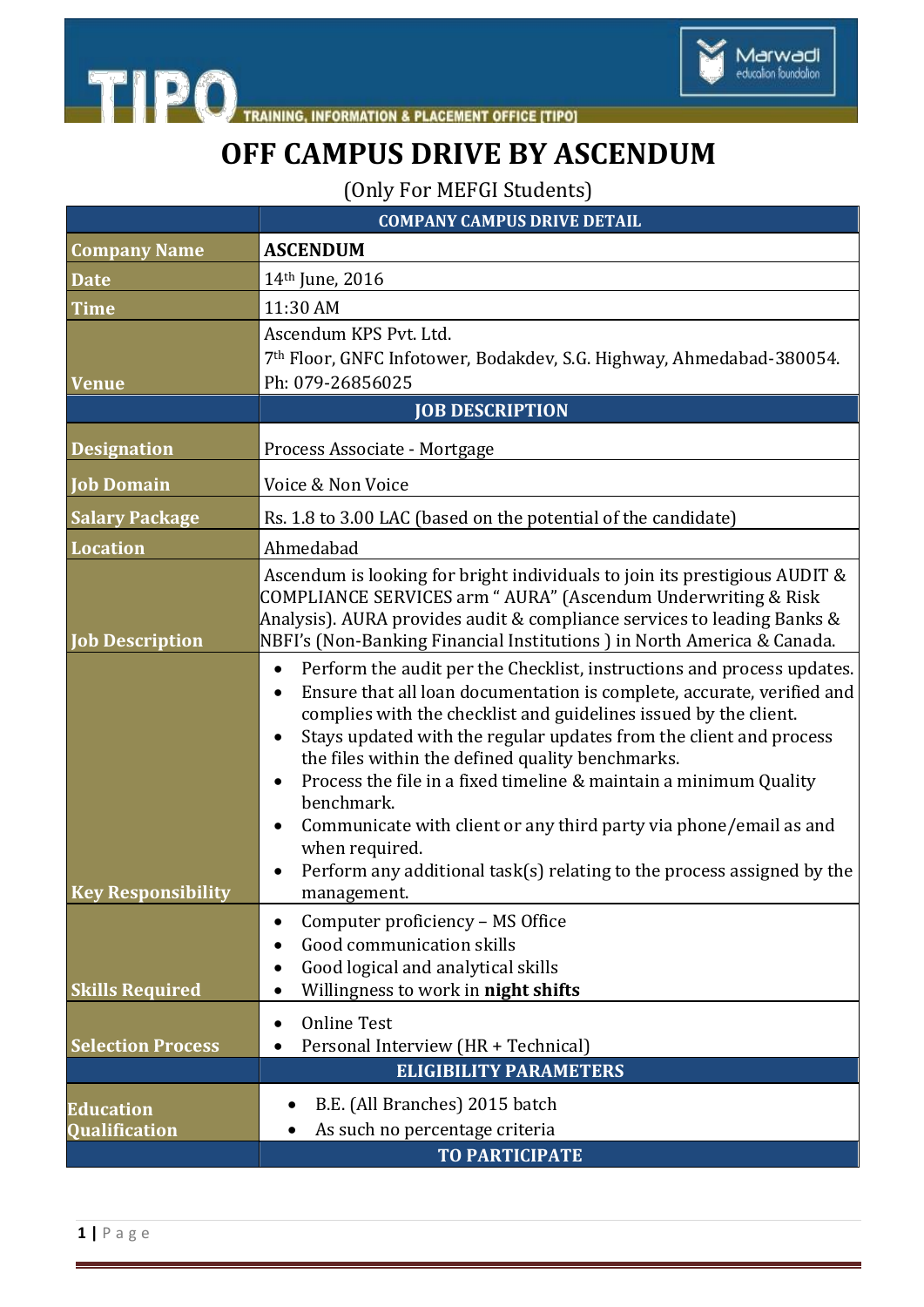# OFF CAMPUS DRIVE BY ASCENDUM

(Only For MEFGI Students)

| | COMPANY CAMPUS DRIVE DETAIL |
|---|---|
| **Company Name** | **ASCENDUM** |
| **Date** | 14th June, 2016 |
| **Time** | 11:30 AM |
| **Venue** | Ascendum KPS Pvt. Ltd.<br>7th Floor, GNFC Infotower, Bodakdev, S.G. Highway, Ahmedabad-380054.<br>Ph: 079-26856025 |
| | **JOB DESCRIPTION** |
| **Designation** | Process Associate - Mortgage |
| **Job Domain** | Voice & Non Voice |
| **Salary Package** | Rs. 1.8 to 3.00 LAC (based on the potential of the candidate) |
| **Location** | Ahmedabad |
| **Job Description** | Ascendum is looking for bright individuals to join its prestigious AUDIT & COMPLIANCE SERVICES arm " AURA" (Ascendum Underwriting & Risk Analysis). AURA provides audit & compliance services to leading Banks & NBFI's (Non-Banking Financial Institutions ) in North America & Canada. |
| **Key Responsibility** | • Perform the audit per the Checklist, instructions and process updates.<br>• Ensure that all loan documentation is complete, accurate, verified and complies with the checklist and guidelines issued by the client.<br>• Stays updated with the regular updates from the client and process the files within the defined quality benchmarks.<br>• Process the file in a fixed timeline & maintain a minimum Quality benchmark.<br>• Communicate with client or any third party via phone/email as and when required.<br>• Perform any additional task(s) relating to the process assigned by the management. |
| **Skills Required** | • Computer proficiency – MS Office<br>• Good communication skills<br>• Good logical and analytical skills<br>• Willingness to work in **night shifts** |
| **Selection Process** | • Online Test<br>• Personal Interview (HR + Technical) |
| | **ELIGIBILITY PARAMETERS** |
| **Education Qualification** | • B.E. (All Branches) 2015 batch<br>• As such no percentage criteria |
| | **TO PARTICIPATE** |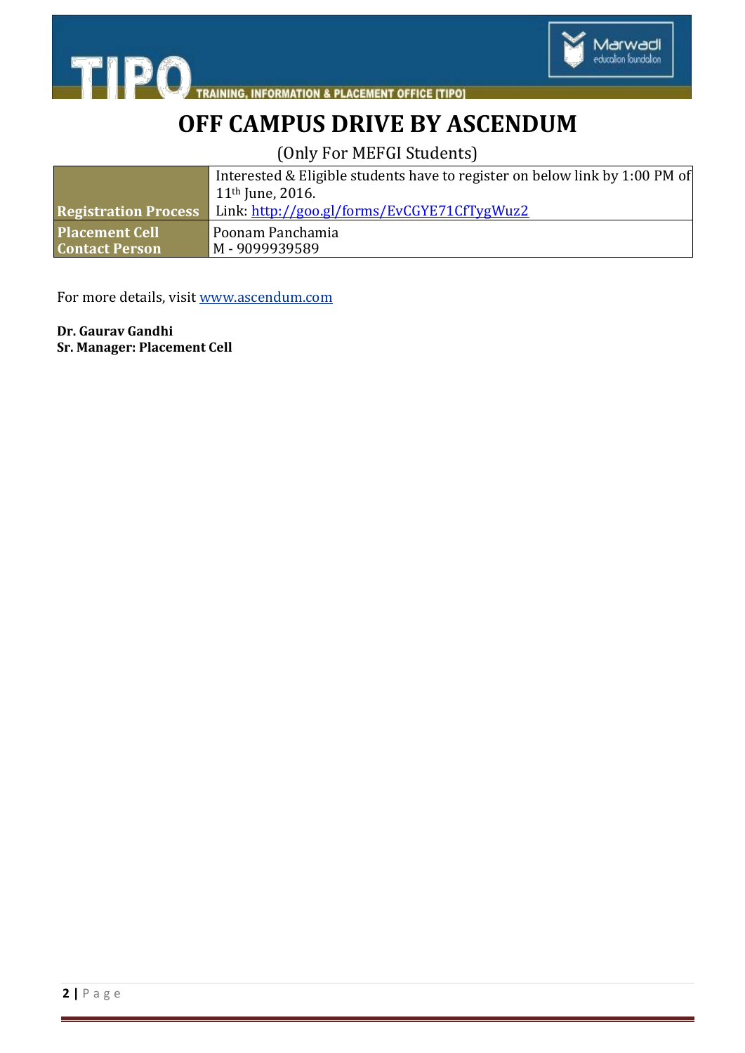# OFF CAMPUS DRIVE BY ASCENDUM

(Only For MEFGI Students)

| | |
|---|---|
| **Registration Process** | Interested & Eligible students have to register on below link by 1:00 PM of 11th June, 2016. Link: http://goo.gl/forms/EvCGYE71CfTygWuz2 |
| **Placement Cell Contact Person** | Poonam Panchamia M - 9099939589 |

For more details, visit www.ascendum.com

**Dr. Gaurav Gandhi**
**Sr. Manager: Placement Cell**